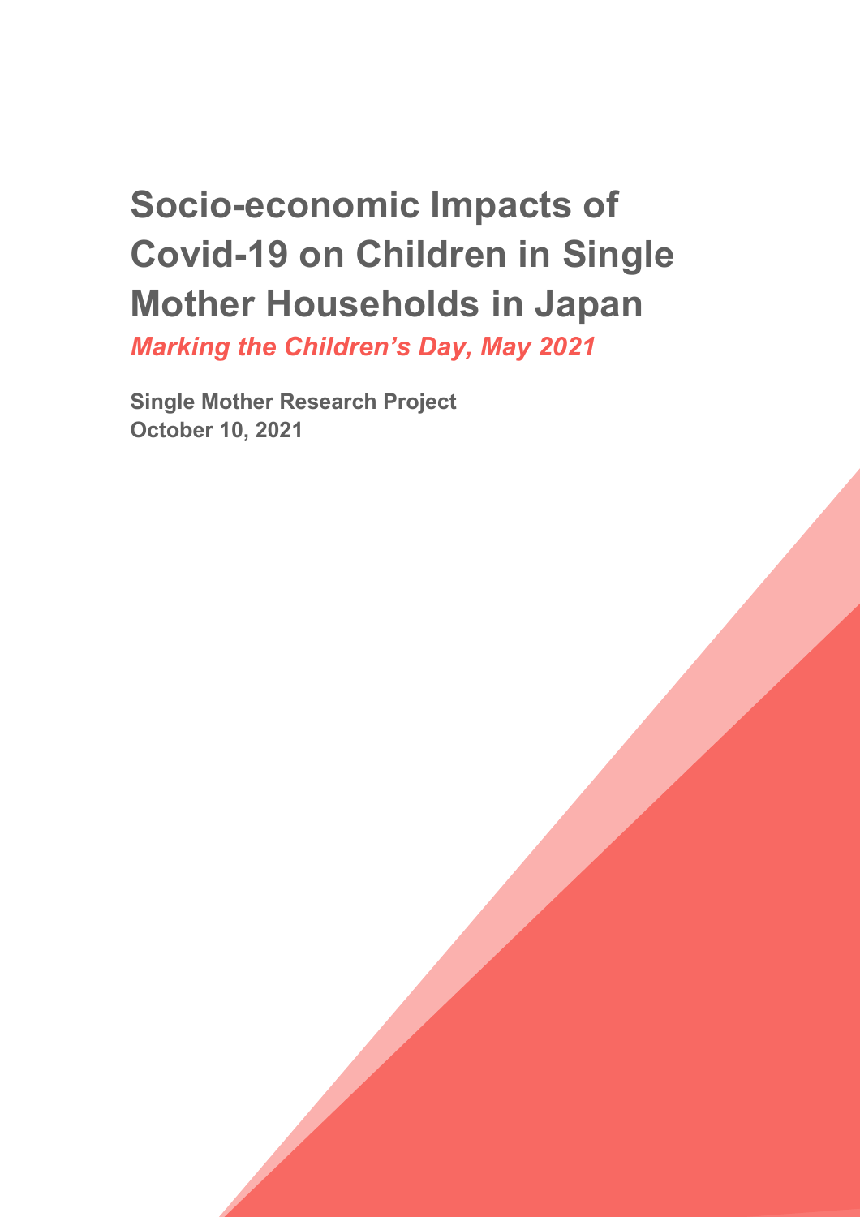# Socio-economic Impacts of Covid-19 on Children in Single Mother Households in Japan

***Marking the Children's Day, May 2021***

**Single Mother Research Project**
**October 10, 2021**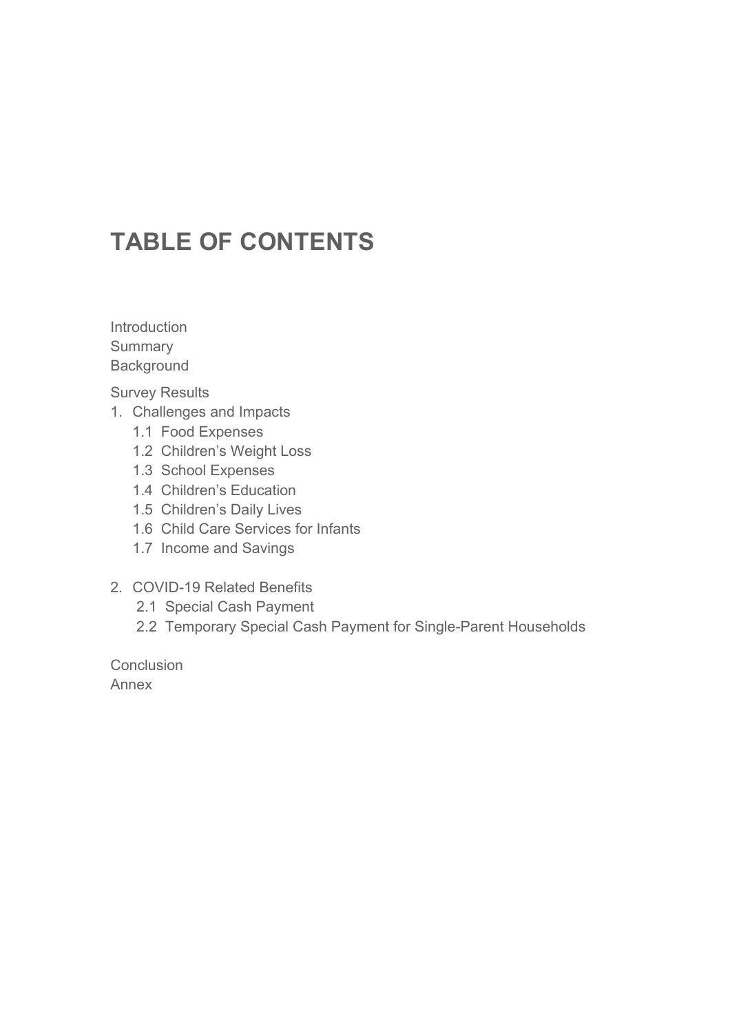# TABLE OF CONTENTS

Introduction
Summary
Background

Survey Results

1. Challenges and Impacts
   - 1.1 Food Expenses
   - 1.2 Children's Weight Loss
   - 1.3 School Expenses
   - 1.4 Children's Education
   - 1.5 Children's Daily Lives
   - 1.6 Child Care Services for Infants
   - 1.7 Income and Savings

2. COVID-19 Related Benefits
   - 2.1 Special Cash Payment
   - 2.2 Temporary Special Cash Payment for Single-Parent Households

Conclusion
Annex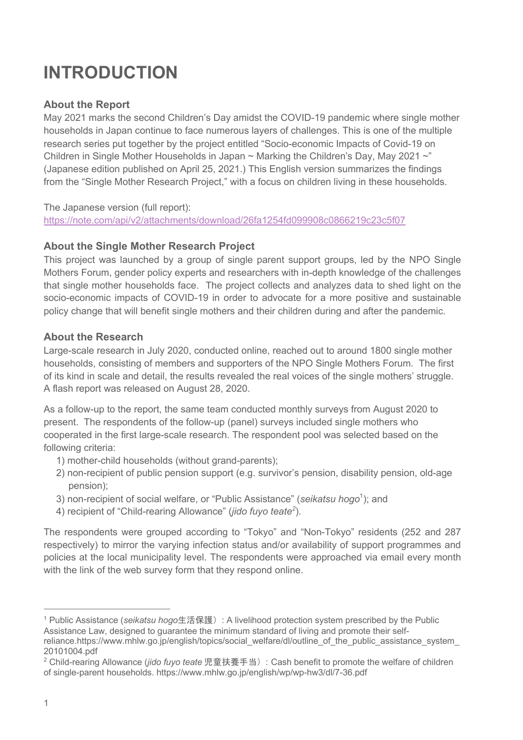# INTRODUCTION

### About the Report

May 2021 marks the second Children's Day amidst the COVID-19 pandemic where single mother households in Japan continue to face numerous layers of challenges. This is one of the multiple research series put together by the project entitled "Socio-economic Impacts of Covid-19 on Children in Single Mother Households in Japan ~ Marking the Children's Day, May 2021 ~" (Japanese edition published on April 25, 2021.) This English version summarizes the findings from the "Single Mother Research Project," with a focus on children living in these households.

The Japanese version (full report):
https://note.com/api/v2/attachments/download/26fa1254fd099908c0866219c23c5f07

### About the Single Mother Research Project

This project was launched by a group of single parent support groups, led by the NPO Single Mothers Forum, gender policy experts and researchers with in-depth knowledge of the challenges that single mother households face. The project collects and analyzes data to shed light on the socio-economic impacts of COVID-19 in order to advocate for a more positive and sustainable policy change that will benefit single mothers and their children during and after the pandemic.

### About the Research

Large-scale research in July 2020, conducted online, reached out to around 1800 single mother households, consisting of members and supporters of the NPO Single Mothers Forum. The first of its kind in scale and detail, the results revealed the real voices of the single mothers' struggle. A flash report was released on August 28, 2020.

As a follow-up to the report, the same team conducted monthly surveys from August 2020 to present. The respondents of the follow-up (panel) surveys included single mothers who cooperated in the first large-scale research. The respondent pool was selected based on the following criteria:

1) mother-child households (without grand-parents);
2) non-recipient of public pension support (e.g. survivor's pension, disability pension, old-age pension);
3) non-recipient of social welfare, or "Public Assistance" (*seikatsu hogo*[1]); and
4) recipient of "Child-rearing Allowance" (*jido fuyo teate*[2]).

The respondents were grouped according to "Tokyo" and "Non-Tokyo" residents (252 and 287 respectively) to mirror the varying infection status and/or availability of support programmes and policies at the local municipality level. The respondents were approached via email every month with the link of the web survey form that they respond online.

---

[1] Public Assistance (*seikatsu hogo*生活保護）: A livelihood protection system prescribed by the Public Assistance Law, designed to guarantee the minimum standard of living and promote their self-reliance.https://www.mhlw.go.jp/english/topics/social_welfare/dl/outline_of_the_public_assistance_system_20101004.pdf

[2] Child-rearing Allowance (*jido fuyo teate* 児童扶養手当）: Cash benefit to promote the welfare of children of single-parent households. https://www.mhlw.go.jp/english/wp/wp-hw3/dl/7-36.pdf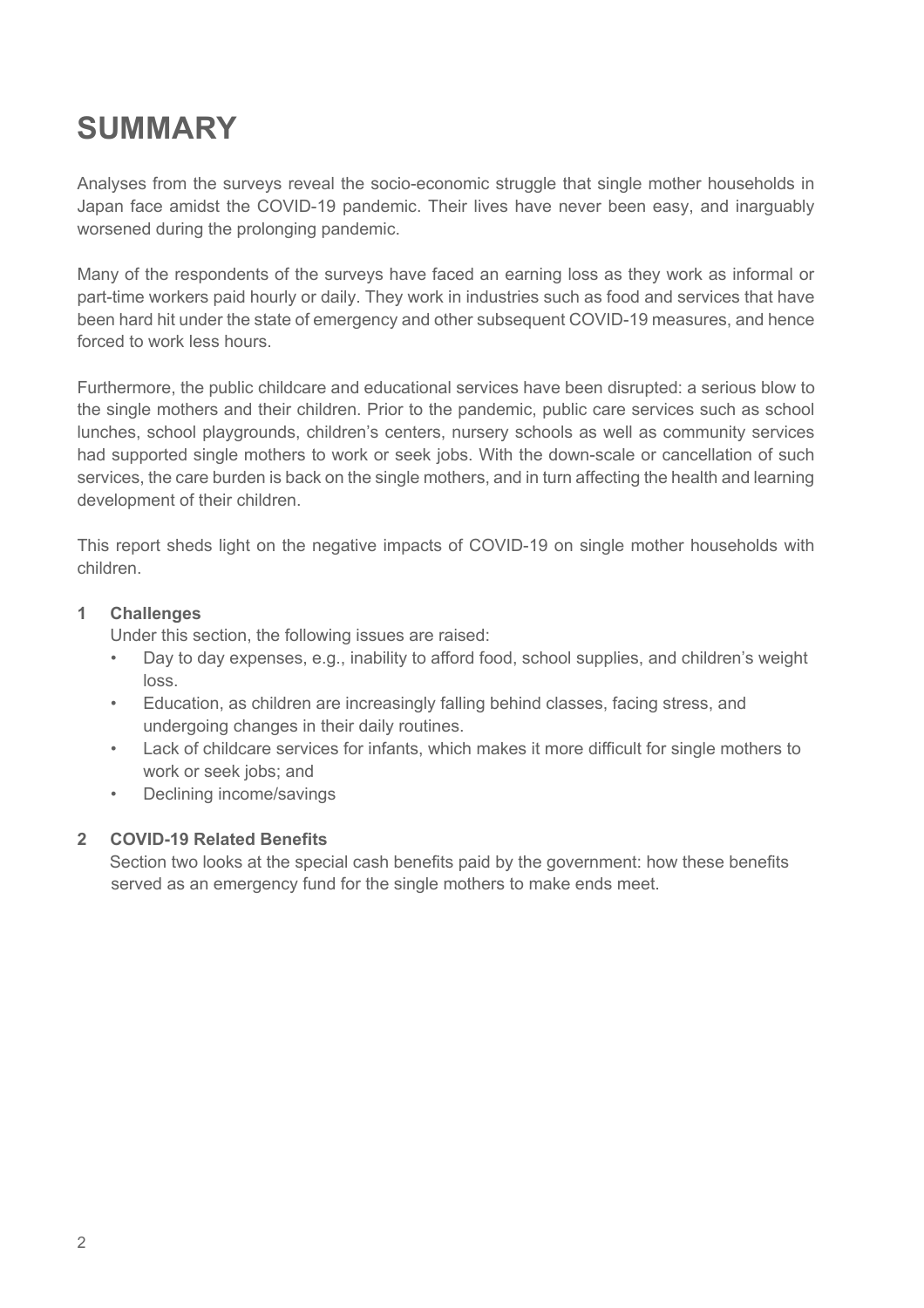# SUMMARY

Analyses from the surveys reveal the socio-economic struggle that single mother households in Japan face amidst the COVID-19 pandemic. Their lives have never been easy, and inarguably worsened during the prolonging pandemic.

Many of the respondents of the surveys have faced an earning loss as they work as informal or part-time workers paid hourly or daily. They work in industries such as food and services that have been hard hit under the state of emergency and other subsequent COVID-19 measures, and hence forced to work less hours.

Furthermore, the public childcare and educational services have been disrupted: a serious blow to the single mothers and their children. Prior to the pandemic, public care services such as school lunches, school playgrounds, children's centers, nursery schools as well as community services had supported single mothers to work or seek jobs. With the down-scale or cancellation of such services, the care burden is back on the single mothers, and in turn affecting the health and learning development of their children.

This report sheds light on the negative impacts of COVID-19 on single mother households with children.

**1 Challenges**

Under this section, the following issues are raised:

- Day to day expenses, e.g., inability to afford food, school supplies, and children's weight loss.
- Education, as children are increasingly falling behind classes, facing stress, and undergoing changes in their daily routines.
- Lack of childcare services for infants, which makes it more difficult for single mothers to work or seek jobs; and
- Declining income/savings

**2 COVID-19 Related Benefits**

Section two looks at the special cash benefits paid by the government: how these benefits served as an emergency fund for the single mothers to make ends meet.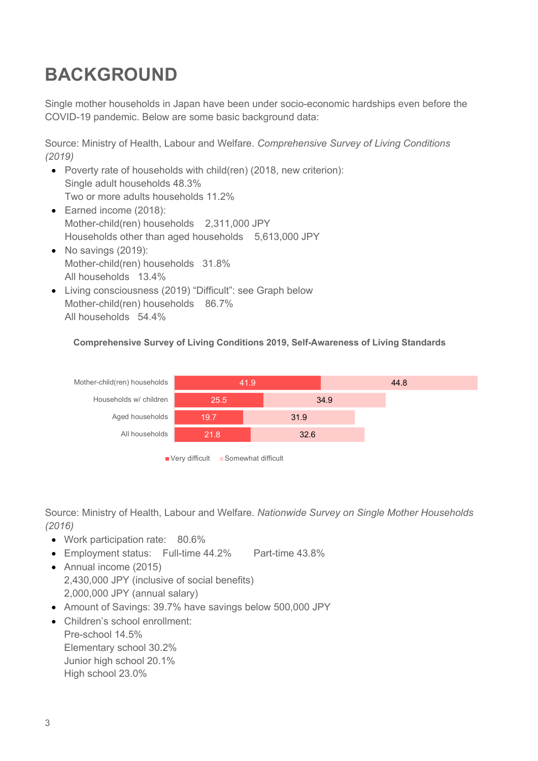# BACKGROUND

Single mother households in Japan have been under socio-economic hardships even before the COVID-19 pandemic. Below are some basic background data:

Source: Ministry of Health, Labour and Welfare. *Comprehensive Survey of Living Conditions (2019)*

- Poverty rate of households with child(ren) (2018, new criterion):
  Single adult households 48.3%
  Two or more adults households 11.2%
- Earned income (2018):
  Mother-child(ren) households 2,311,000 JPY
  Households other than aged households 5,613,000 JPY
- No savings (2019):
  Mother-child(ren) households 31.8%
  All households 13.4%
- Living consciousness (2019) "Difficult": see Graph below
  Mother-child(ren) households 86.7%
  All households 54.4%

**Comprehensive Survey of Living Conditions 2019, Self-Awareness of Living Standards**

| | Very difficult | Somewhat difficult |
|---|---|---|
| Mother-child(ren) households | 41.9 | 44.8 |
| Households w/ children | 25.5 | 34.9 |
| Aged households | 19.7 | 31.9 |
| All households | 21.8 | 32.6 |

Source: Ministry of Health, Labour and Welfare. *Nationwide Survey on Single Mother Households (2016)*

- Work participation rate: 80.6%
- Employment status: Full-time 44.2% Part-time 43.8%
- Annual income (2015)
  2,430,000 JPY (inclusive of social benefits)
  2,000,000 JPY (annual salary)
- Amount of Savings: 39.7% have savings below 500,000 JPY
- Children's school enrollment:
  Pre-school 14.5%
  Elementary school 30.2%
  Junior high school 20.1%
  High school 23.0%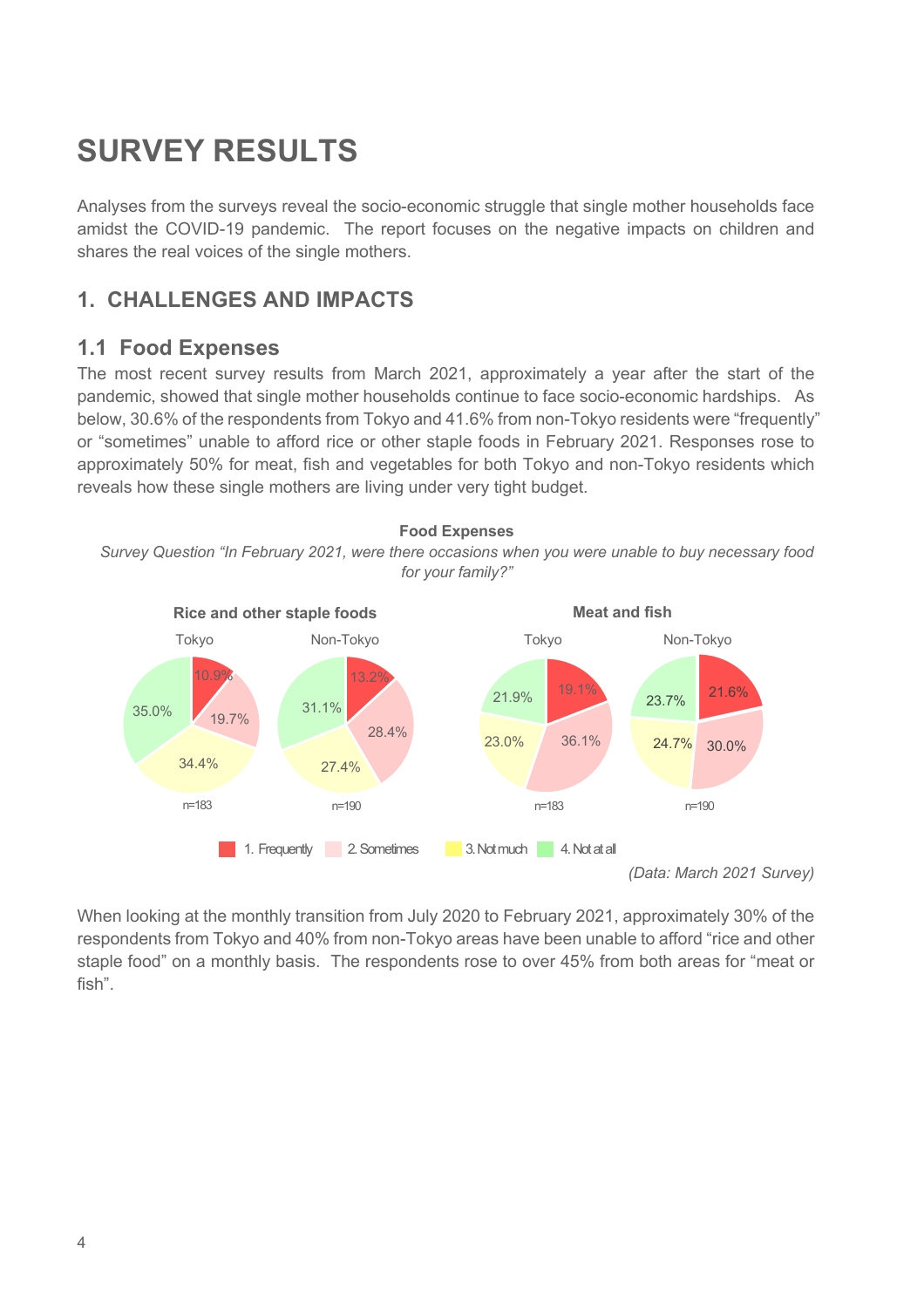# SURVEY RESULTS

Analyses from the surveys reveal the socio-economic struggle that single mother households face amidst the COVID-19 pandemic. The report focuses on the negative impacts on children and shares the real voices of the single mothers.

## 1. CHALLENGES AND IMPACTS

### 1.1 Food Expenses

The most recent survey results from March 2021, approximately a year after the start of the pandemic, showed that single mother households continue to face socio-economic hardships. As below, 30.6% of the respondents from Tokyo and 41.6% from non-Tokyo residents were "frequently" or "sometimes" unable to afford rice or other staple foods in February 2021. Responses rose to approximately 50% for meat, fish and vegetables for both Tokyo and non-Tokyo residents which reveals how these single mothers are living under very tight budget.

**Food Expenses**

*Survey Question "In February 2021, were there occasions when you were unable to buy necessary food for your family?"*

| | Rice and other staple foods | | Meat and fish | |
|---|---|---|---|---|
| | Tokyo (n=183) | Non-Tokyo (n=190) | Tokyo (n=183) | Non-Tokyo (n=190) |
| 1. Frequently | 10.9% | 13.2% | 19.1% | 21.6% |
| 2. Sometimes | 19.7% | 28.4% | 36.1% | 30.0% |
| 3. Not much | 34.4% | 27.4% | 23.0% | 24.7% |
| 4. Not at all | 35.0% | 31.1% | 21.9% | 23.7% |

*(Data: March 2021 Survey)*

When looking at the monthly transition from July 2020 to February 2021, approximately 30% of the respondents from Tokyo and 40% from non-Tokyo areas have been unable to afford "rice and other staple food" on a monthly basis. The respondents rose to over 45% from both areas for "meat or fish".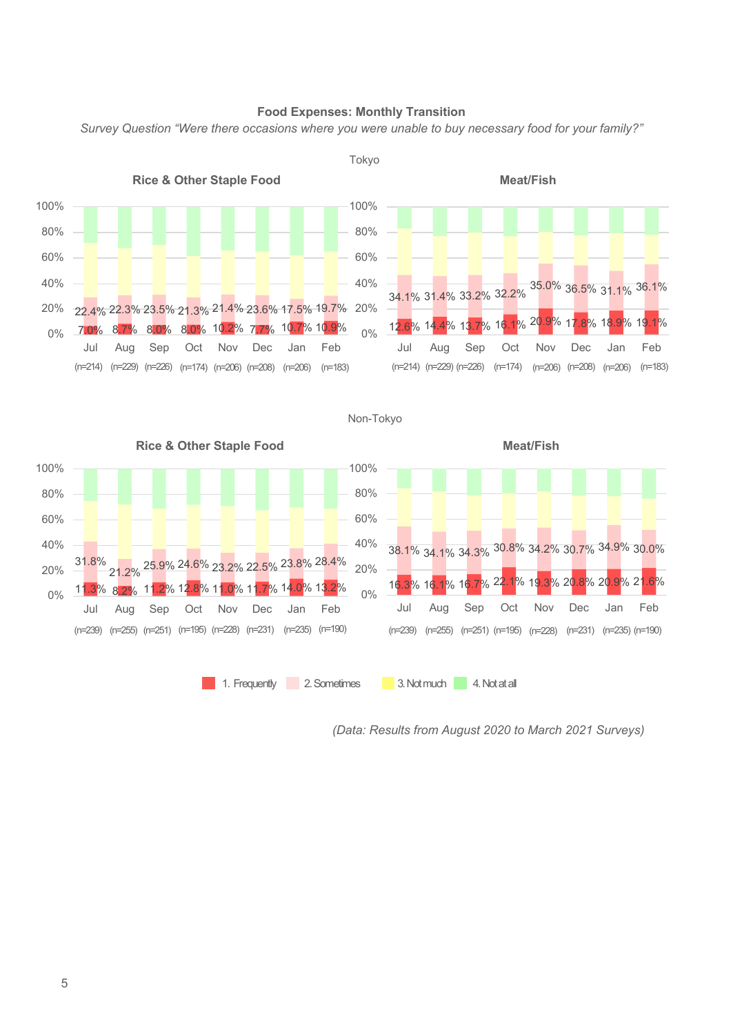**Food Expenses: Monthly Transition**

*Survey Question "Were there occasions where you were unable to buy necessary food for your family?"*

### Tokyo

**Rice & Other Staple Food**

| | Jul (n=214) | Aug (n=229) | Sep (n=226) | Oct (n=174) | Nov (n=206) | Dec (n=208) | Jan (n=206) | Feb (n=183) |
|---|---|---|---|---|---|---|---|---|
| 1. Frequently | 7.0% | 8.7% | 8.0% | 8.0% | 10.2% | 7.7% | 10.7% | 10.9% |
| 2. Sometimes | 22.4% | 22.3% | 23.5% | 21.3% | 21.4% | 23.6% | 17.5% | 19.7% |

**Meat/Fish**

| | Jul (n=214) | Aug (n=229) | Sep (n=226) | Oct (n=174) | Nov (n=206) | Dec (n=208) | Jan (n=206) | Feb (n=183) |
|---|---|---|---|---|---|---|---|---|
| 1. Frequently | 12.6% | 14.4% | 13.7% | 16.1% | 20.9% | 17.8% | 18.9% | 19.1% |
| 2. Sometimes | 34.1% | 31.4% | 33.2% | 32.2% | 35.0% | 36.5% | 31.1% | 36.1% |

### Non-Tokyo

**Rice & Other Staple Food**

| | Jul (n=239) | Aug (n=255) | Sep (n=251) | Oct (n=195) | Nov (n=228) | Dec (n=231) | Jan (n=235) | Feb (n=190) |
|---|---|---|---|---|---|---|---|---|
| 1. Frequently | 11.3% | 8.2% | 11.2% | 12.8% | 11.0% | 11.7% | 14.0% | 13.2% |
| 2. Sometimes | 31.8% | 21.2% | 25.9% | 24.6% | 23.2% | 22.5% | 23.8% | 28.4% |

**Meat/Fish**

| | Jul (n=239) | Aug (n=255) | Sep (n=251) | Oct (n=195) | Nov (n=228) | Dec (n=231) | Jan (n=235) | Feb (n=190) |
|---|---|---|---|---|---|---|---|---|
| 1. Frequently | 16.3% | 16.1% | 16.7% | 22.1% | 19.3% | 20.8% | 20.9% | 21.6% |
| 2. Sometimes | 38.1% | 34.1% | 34.3% | 30.8% | 34.2% | 30.7% | 34.9% | 30.0% |

Legend: 1. Frequently / 2. Sometimes / 3. Not much / 4. Not at all

*(Data: Results from August 2020 to March 2021 Surveys)*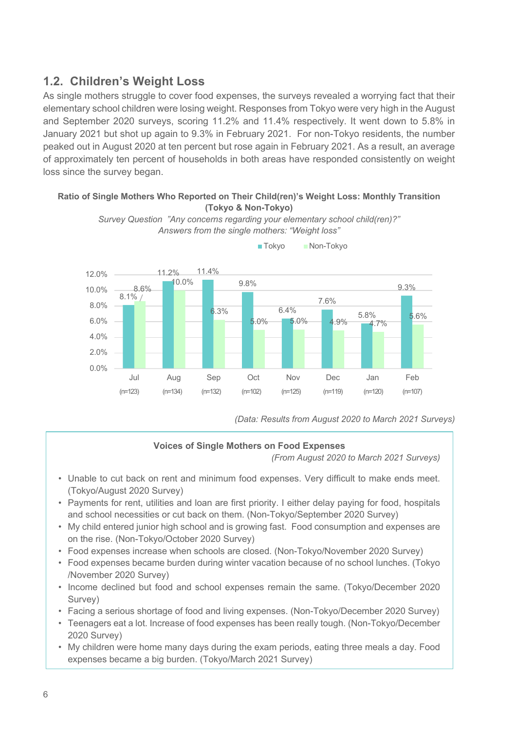## 1.2. Children's Weight Loss

As single mothers struggle to cover food expenses, the surveys revealed a worrying fact that their elementary school children were losing weight. Responses from Tokyo were very high in the August and September 2020 surveys, scoring 11.2% and 11.4% respectively. It went down to 5.8% in January 2021 but shot up again to 9.3% in February 2021. For non-Tokyo residents, the number peaked out in August 2020 at ten percent but rose again in February 2021. As a result, an average of approximately ten percent of households in both areas have responded consistently on weight loss since the survey began.

**Ratio of Single Mothers Who Reported on Their Child(ren)'s Weight Loss: Monthly Transition (Tokyo & Non-Tokyo)**

*Survey Question "Any concerns regarding your elementary school child(ren)?"*
*Answers from the single mothers: "Weight loss"*

| | Jul (n=123) | Aug (n=134) | Sep (n=132) | Oct (n=102) | Nov (n=125) | Dec (n=119) | Jan (n=120) | Feb (n=107) |
|---|---|---|---|---|---|---|---|---|
| Tokyo | 8.1% | 11.2% | 11.4% | 9.8% | 6.4% | 7.6% | 5.8% | 9.3% |
| Non-Tokyo | 8.6% | 10.0% | 6.3% | 5.0% | 5.0% | 4.9% | 4.7% | 5.6% |

*(Data: Results from August 2020 to March 2021 Surveys)*

**Voices of Single Mothers on Food Expenses**

*(From August 2020 to March 2021 Surveys)*

- Unable to cut back on rent and minimum food expenses. Very difficult to make ends meet. (Tokyo/August 2020 Survey)
- Payments for rent, utilities and loan are first priority. I either delay paying for food, hospitals and school necessities or cut back on them. (Non-Tokyo/September 2020 Survey)
- My child entered junior high school and is growing fast. Food consumption and expenses are on the rise. (Non-Tokyo/October 2020 Survey)
- Food expenses increase when schools are closed. (Non-Tokyo/November 2020 Survey)
- Food expenses became burden during winter vacation because of no school lunches. (Tokyo /November 2020 Survey)
- Income declined but food and school expenses remain the same. (Tokyo/December 2020 Survey)
- Facing a serious shortage of food and living expenses. (Non-Tokyo/December 2020 Survey)
- Teenagers eat a lot. Increase of food expenses has been really tough. (Non-Tokyo/December 2020 Survey)
- My children were home many days during the exam periods, eating three meals a day. Food expenses became a big burden. (Tokyo/March 2021 Survey)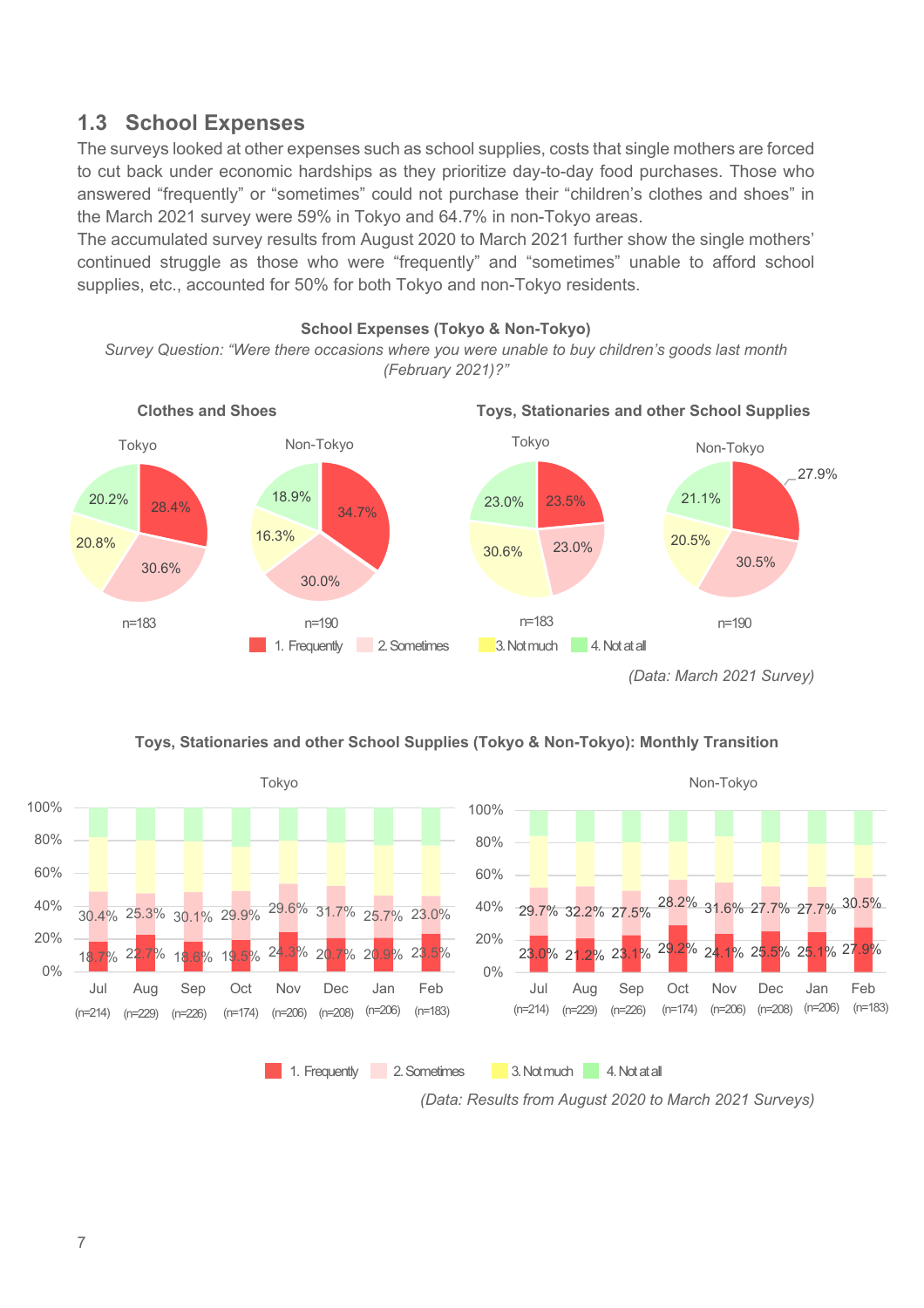## 1.3 School Expenses

The surveys looked at other expenses such as school supplies, costs that single mothers are forced to cut back under economic hardships as they prioritize day-to-day food purchases. Those who answered “frequently” or “sometimes” could not purchase their “children’s clothes and shoes” in the March 2021 survey were 59% in Tokyo and 64.7% in non-Tokyo areas.

The accumulated survey results from August 2020 to March 2021 further show the single mothers’ continued struggle as those who were “frequently” and “sometimes” unable to afford school supplies, etc., accounted for 50% for both Tokyo and non-Tokyo residents.

**School Expenses (Tokyo & Non-Tokyo)**

*Survey Question: “Were there occasions where you were unable to buy children’s goods last month (February 2021)?”*

| | Clothes and Shoes: Tokyo (n=183) | Clothes and Shoes: Non-Tokyo (n=190) | Toys, Stationaries and other School Supplies: Tokyo (n=183) | Toys, Stationaries and other School Supplies: Non-Tokyo (n=190) |
|---|---|---|---|---|
| 1. Frequently | 28.4% | 34.7% | 23.5% | 27.9% |
| 2. Sometimes | 30.6% | 30.0% | 23.0% | 30.5% |
| 3. Not much | 20.8% | 16.3% | 30.6% | 20.5% |
| 4. Not at all | 20.2% | 18.9% | 23.0% | 21.1% |

*(Data: March 2021 Survey)*

**Toys, Stationaries and other School Supplies (Tokyo & Non-Tokyo): Monthly Transition**

Tokyo

| | Jul (n=214) | Aug (n=229) | Sep (n=226) | Oct (n=174) | Nov (n=206) | Dec (n=208) | Jan (n=206) | Feb (n=183) |
|---|---|---|---|---|---|---|---|---|
| 1. Frequently | 18.7% | 22.7% | 18.6% | 19.5% | 24.3% | 20.7% | 20.9% | 23.5% |
| 2. Sometimes | 30.4% | 25.3% | 30.1% | 29.9% | 29.6% | 31.7% | 25.7% | 23.0% |

Non-Tokyo

| | Jul (n=214) | Aug (n=229) | Sep (n=226) | Oct (n=174) | Nov (n=206) | Dec (n=208) | Jan (n=206) | Feb (n=183) |
|---|---|---|---|---|---|---|---|---|
| 1. Frequently | 23.0% | 21.2% | 23.1% | 29.2% | 24.1% | 25.5% | 25.1% | 27.9% |
| 2. Sometimes | 29.7% | 32.2% | 27.5% | 28.2% | 31.6% | 27.7% | 27.7% | 30.5% |

1. Frequently 2. Sometimes 3. Not much 4. Not at all

*(Data: Results from August 2020 to March 2021 Surveys)*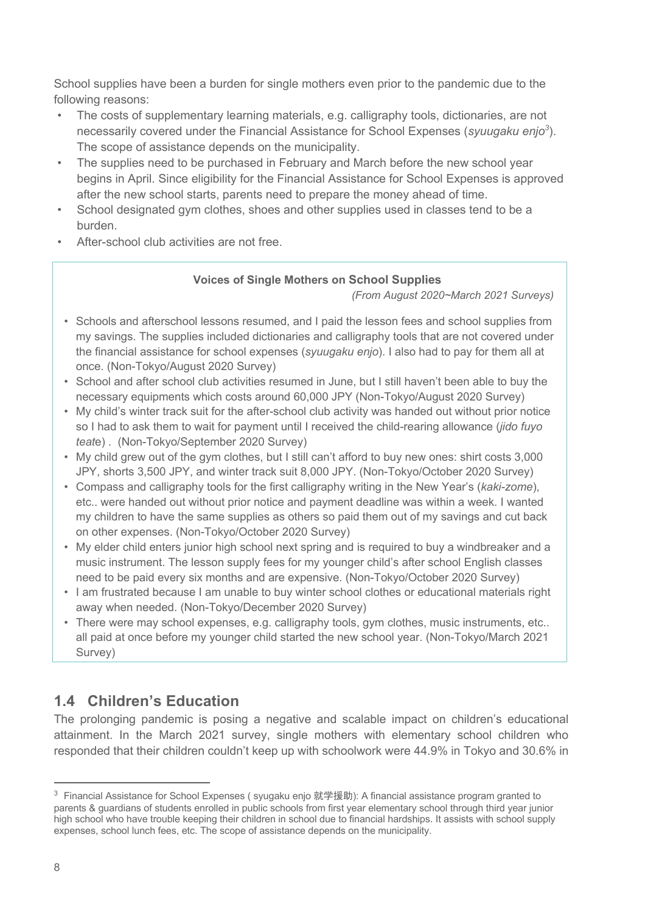School supplies have been a burden for single mothers even prior to the pandemic due to the following reasons:

- The costs of supplementary learning materials, e.g. calligraphy tools, dictionaries, are not necessarily covered under the Financial Assistance for School Expenses (*syuugaku enjo*[3]). The scope of assistance depends on the municipality.
- The supplies need to be purchased in February and March before the new school year begins in April. Since eligibility for the Financial Assistance for School Expenses is approved after the new school starts, parents need to prepare the money ahead of time.
- School designated gym clothes, shoes and other supplies used in classes tend to be a burden.
- After-school club activities are not free.

**Voices of Single Mothers on School Supplies**

*(From August 2020~March 2021 Surveys)*

- Schools and afterschool lessons resumed, and I paid the lesson fees and school supplies from my savings. The supplies included dictionaries and calligraphy tools that are not covered under the financial assistance for school expenses (*syuugaku enjo*). I also had to pay for them all at once. (Non-Tokyo/August 2020 Survey)
- School and after school club activities resumed in June, but I still haven't been able to buy the necessary equipments which costs around 60,000 JPY (Non-Tokyo/August 2020 Survey)
- My child's winter track suit for the after-school club activity was handed out without prior notice so I had to ask them to wait for payment until I received the child-rearing allowance (*jido fuyo teate*) . (Non-Tokyo/September 2020 Survey)
- My child grew out of the gym clothes, but I still can't afford to buy new ones: shirt costs 3,000 JPY, shorts 3,500 JPY, and winter track suit 8,000 JPY. (Non-Tokyo/October 2020 Survey)
- Compass and calligraphy tools for the first calligraphy writing in the New Year's (*kaki-zome*), etc.. were handed out without prior notice and payment deadline was within a week. I wanted my children to have the same supplies as others so paid them out of my savings and cut back on other expenses. (Non-Tokyo/October 2020 Survey)
- My elder child enters junior high school next spring and is required to buy a windbreaker and a music instrument. The lesson supply fees for my younger child's after school English classes need to be paid every six months and are expensive. (Non-Tokyo/October 2020 Survey)
- I am frustrated because I am unable to buy winter school clothes or educational materials right away when needed. (Non-Tokyo/December 2020 Survey)
- There were may school expenses, e.g. calligraphy tools, gym clothes, music instruments, etc.. all paid at once before my younger child started the new school year. (Non-Tokyo/March 2021 Survey)

## 1.4 Children's Education

The prolonging pandemic is posing a negative and scalable impact on children's educational attainment. In the March 2021 survey, single mothers with elementary school children who responded that their children couldn't keep up with schoolwork were 44.9% in Tokyo and 30.6% in

---

[3] Financial Assistance for School Expenses ( syugaku enjo 就学援助): A financial assistance program granted to parents & guardians of students enrolled in public schools from first year elementary school through third year junior high school who have trouble keeping their children in school due to financial hardships. It assists with school supply expenses, school lunch fees, etc. The scope of assistance depends on the municipality.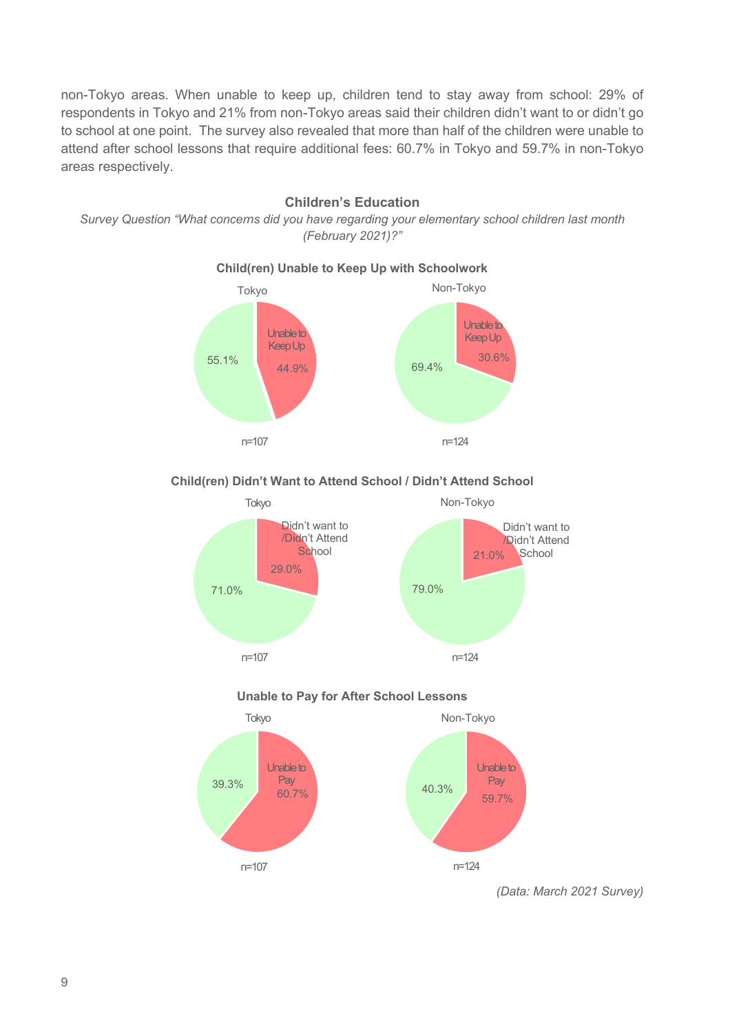non-Tokyo areas. When unable to keep up, children tend to stay away from school: 29% of respondents in Tokyo and 21% from non-Tokyo areas said their children didn't want to or didn't go to school at one point. The survey also revealed that more than half of the children were unable to attend after school lessons that require additional fees: 60.7% in Tokyo and 59.7% in non-Tokyo areas respectively.

**Children's Education**

*Survey Question "What concerns did you have regarding your elementary school children last month (February 2021)?"*

**Child(ren) Unable to Keep Up with Schoolwork**

Tokyo

Unable to Keep Up 44.9%

55.1%

n=107

Non-Tokyo

Unable to Keep Up 30.6%

69.4%

n=124

**Child(ren) Didn't Want to Attend School / Didn't Attend School**

Tokyo

Didn't want to /Didn't Attend School 29.0%

71.0%

n=107

Non-Tokyo

Didn't want to /Didn't Attend School 21.0%

79.0%

n=124

**Unable to Pay for After School Lessons**

Tokyo

Unable to Pay 60.7%

39.3%

n=107

Non-Tokyo

Unable to Pay 59.7%

40.3%

n=124

*(Data: March 2021 Survey)*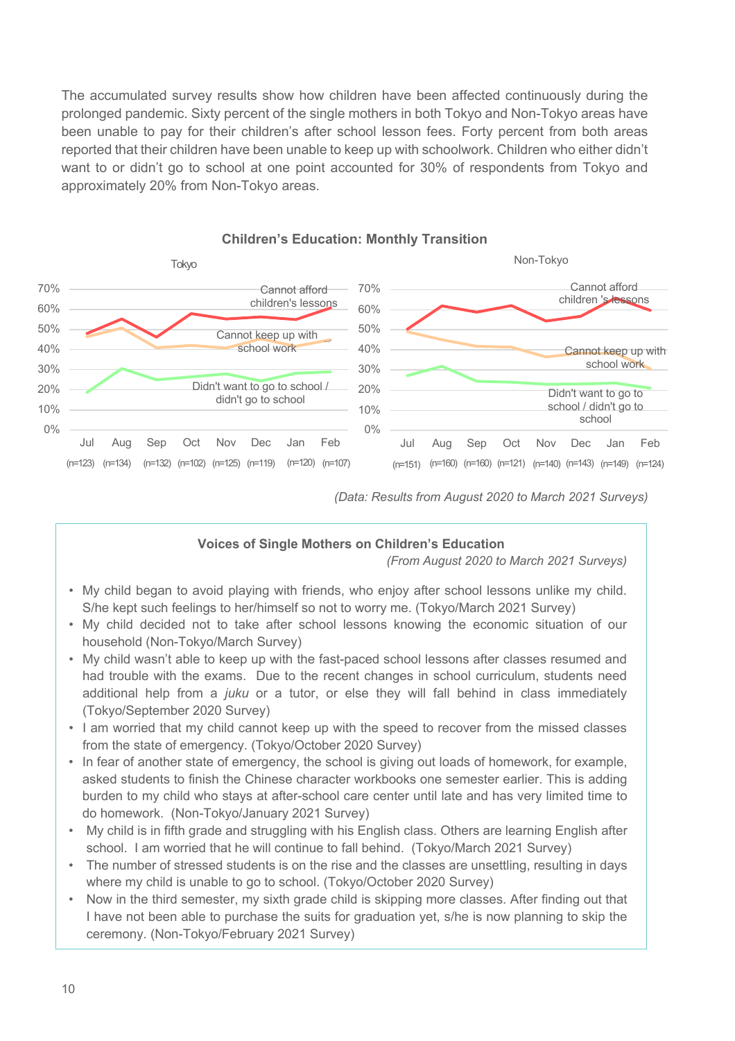The accumulated survey results show how children have been affected continuously during the prolonged pandemic. Sixty percent of the single mothers in both Tokyo and Non-Tokyo areas have been unable to pay for their children's after school lesson fees. Forty percent from both areas reported that their children have been unable to keep up with schoolwork. Children who either didn't want to or didn't go to school at one point accounted for 30% of respondents from Tokyo and approximately 20% from Non-Tokyo areas.

**Children's Education: Monthly Transition**

Tokyo

Cannot afford children's lessons

Cannot keep up with school work

Didn't want to go to school / didn't go to school

Jul (n=123) Aug (n=134) Sep (n=132) Oct (n=102) Nov (n=125) Dec (n=119) Jan (n=120) Feb (n=107)

Non-Tokyo

Cannot afford children 's lessons

Cannot keep up with school work

Didn't want to go to school / didn't go to school

Jul (n=151) Aug (n=160) Sep (n=160) Oct (n=121) Nov (n=140) Dec (n=143) Jan (n=149) Feb (n=124)

*(Data: Results from August 2020 to March 2021 Surveys)*

**Voices of Single Mothers on Children's Education**

*(From August 2020 to March 2021 Surveys)*

- My child began to avoid playing with friends, who enjoy after school lessons unlike my child. S/he kept such feelings to her/himself so not to worry me. (Tokyo/March 2021 Survey)
- My child decided not to take after school lessons knowing the economic situation of our household (Non-Tokyo/March Survey)
- My child wasn't able to keep up with the fast-paced school lessons after classes resumed and had trouble with the exams. Due to the recent changes in school curriculum, students need additional help from a *juku* or a tutor, or else they will fall behind in class immediately (Tokyo/September 2020 Survey)
- I am worried that my child cannot keep up with the speed to recover from the missed classes from the state of emergency. (Tokyo/October 2020 Survey)
- In fear of another state of emergency, the school is giving out loads of homework, for example, asked students to finish the Chinese character workbooks one semester earlier. This is adding burden to my child who stays at after-school care center until late and has very limited time to do homework. (Non-Tokyo/January 2021 Survey)
- My child is in fifth grade and struggling with his English class. Others are learning English after school. I am worried that he will continue to fall behind. (Tokyo/March 2021 Survey)
- The number of stressed students is on the rise and the classes are unsettling, resulting in days where my child is unable to go to school. (Tokyo/October 2020 Survey)
- Now in the third semester, my sixth grade child is skipping more classes. After finding out that I have not been able to purchase the suits for graduation yet, s/he is now planning to skip the ceremony. (Non-Tokyo/February 2021 Survey)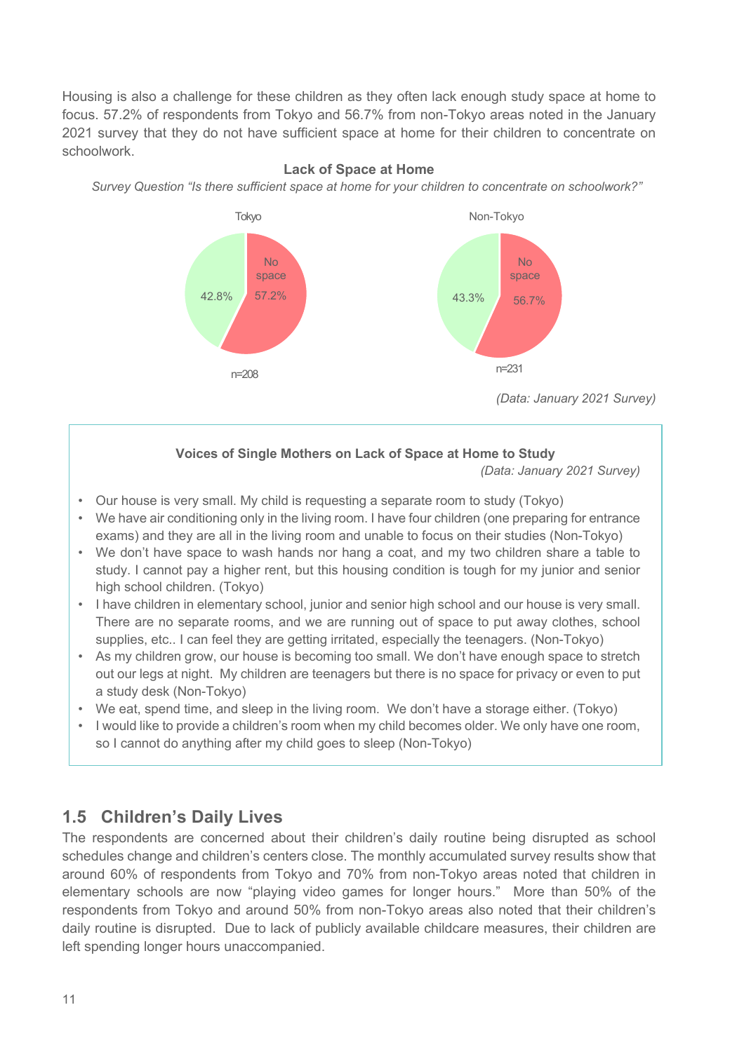Housing is also a challenge for these children as they often lack enough study space at home to focus. 57.2% of respondents from Tokyo and 56.7% from non-Tokyo areas noted in the January 2021 survey that they do not have sufficient space at home for their children to concentrate on schoolwork.

**Lack of Space at Home**

*Survey Question "Is there sufficient space at home for your children to concentrate on schoolwork?"*

Tokyo

No space 57.2%

42.8%

n=208

Non-Tokyo

No space 56.7%

43.3%

n=231

*(Data: January 2021 Survey)*

**Voices of Single Mothers on Lack of Space at Home to Study**

*(Data: January 2021 Survey)*

- Our house is very small. My child is requesting a separate room to study (Tokyo)
- We have air conditioning only in the living room. I have four children (one preparing for entrance exams) and they are all in the living room and unable to focus on their studies (Non-Tokyo)
- We don't have space to wash hands nor hang a coat, and my two children share a table to study. I cannot pay a higher rent, but this housing condition is tough for my junior and senior high school children. (Tokyo)
- I have children in elementary school, junior and senior high school and our house is very small. There are no separate rooms, and we are running out of space to put away clothes, school supplies, etc.. I can feel they are getting irritated, especially the teenagers. (Non-Tokyo)
- As my children grow, our house is becoming too small. We don't have enough space to stretch out our legs at night. My children are teenagers but there is no space for privacy or even to put a study desk (Non-Tokyo)
- We eat, spend time, and sleep in the living room. We don't have a storage either. (Tokyo)
- I would like to provide a children's room when my child becomes older. We only have one room, so I cannot do anything after my child goes to sleep (Non-Tokyo)

## 1.5 Children's Daily Lives

The respondents are concerned about their children's daily routine being disrupted as school schedules change and children's centers close. The monthly accumulated survey results show that around 60% of respondents from Tokyo and 70% from non-Tokyo areas noted that children in elementary schools are now "playing video games for longer hours." More than 50% of the respondents from Tokyo and around 50% from non-Tokyo areas also noted that their children's daily routine is disrupted. Due to lack of publicly available childcare measures, their children are left spending longer hours unaccompanied.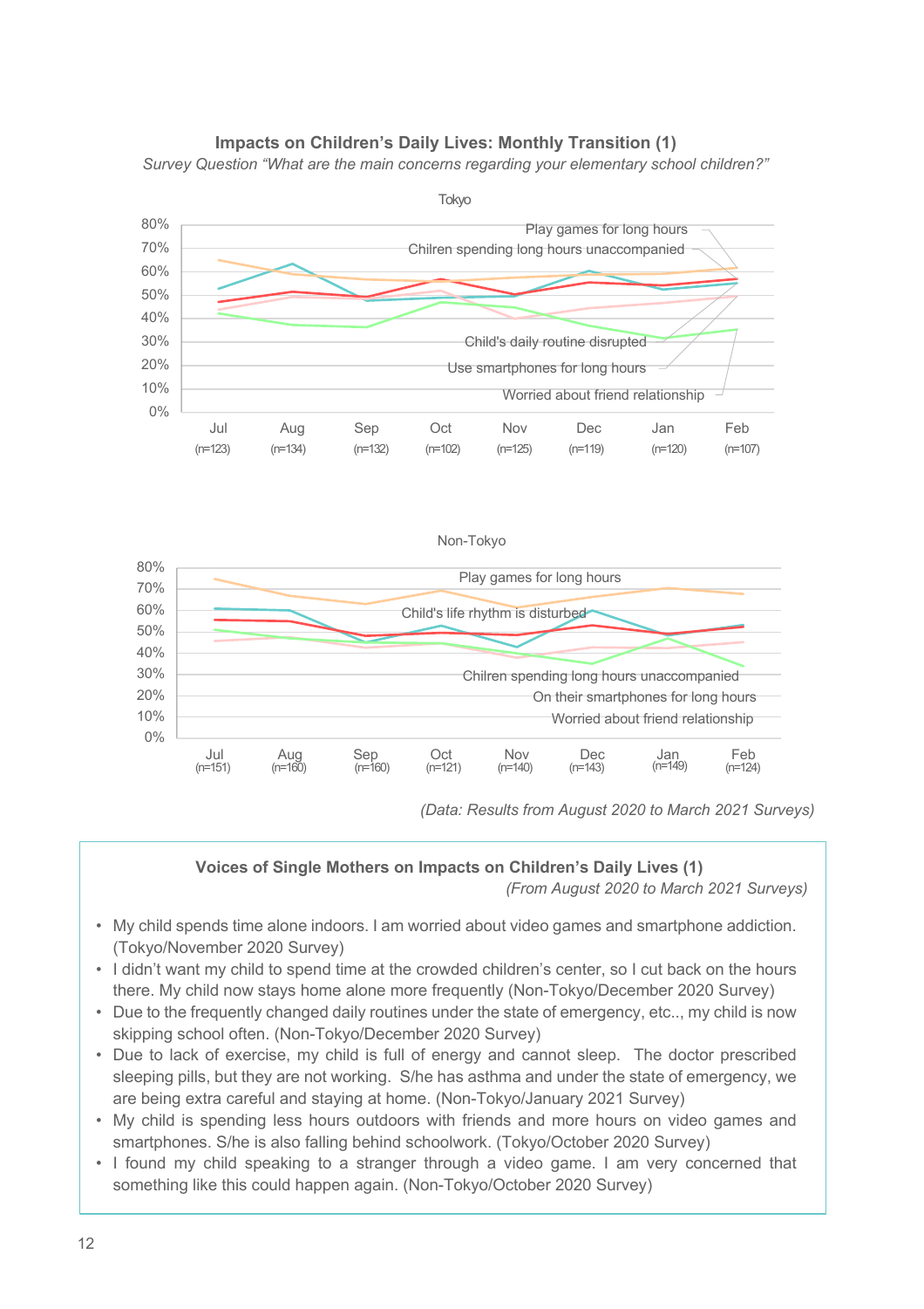**Impacts on Children's Daily Lives: Monthly Transition (1)**

*Survey Question "What are the main concerns regarding your elementary school children?"*

Tokyo

Play games for long hours
Chilren spending long hours unaccompanied
Child's daily routine disrupted
Use smartphones for long hours
Worried about friend relationship

Jul (n=123) | Aug (n=134) | Sep (n=132) | Oct (n=102) | Nov (n=125) | Dec (n=119) | Jan (n=120) | Feb (n=107)

Non-Tokyo

Play games for long hours
Child's life rhythm is disturbed
Chilren spending long hours unaccompanied
On their smartphones for long hours
Worried about friend relationship

Jul (n=151) | Aug (n=160) | Sep (n=160) | Oct (n=121) | Nov (n=140) | Dec (n=143) | Jan (n=149) | Feb (n=124)

*(Data: Results from August 2020 to March 2021 Surveys)*

**Voices of Single Mothers on Impacts on Children's Daily Lives (1)**

*(From August 2020 to March 2021 Surveys)*

- My child spends time alone indoors. I am worried about video games and smartphone addiction. (Tokyo/November 2020 Survey)
- I didn't want my child to spend time at the crowded children's center, so I cut back on the hours there. My child now stays home alone more frequently (Non-Tokyo/December 2020 Survey)
- Due to the frequently changed daily routines under the state of emergency, etc.., my child is now skipping school often. (Non-Tokyo/December 2020 Survey)
- Due to lack of exercise, my child is full of energy and cannot sleep. The doctor prescribed sleeping pills, but they are not working. S/he has asthma and under the state of emergency, we are being extra careful and staying at home. (Non-Tokyo/January 2021 Survey)
- My child is spending less hours outdoors with friends and more hours on video games and smartphones. S/he is also falling behind schoolwork. (Tokyo/October 2020 Survey)
- I found my child speaking to a stranger through a video game. I am very concerned that something like this could happen again. (Non-Tokyo/October 2020 Survey)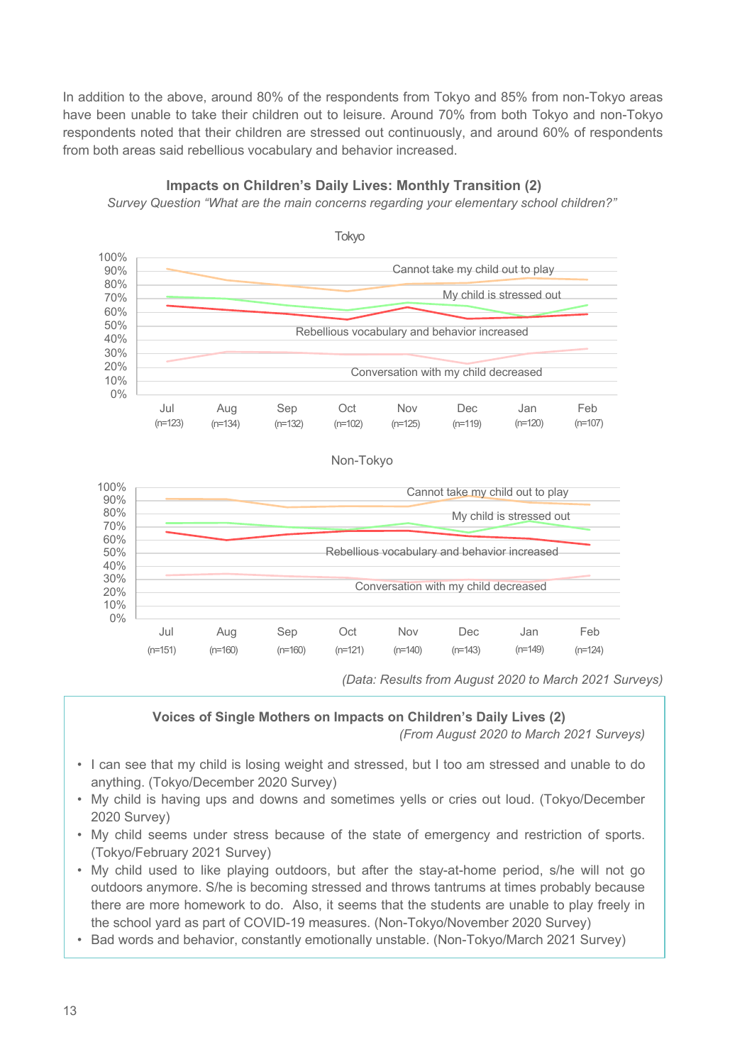In addition to the above, around 80% of the respondents from Tokyo and 85% from non-Tokyo areas have been unable to take their children out to leisure. Around 70% from both Tokyo and non-Tokyo respondents noted that their children are stressed out continuously, and around 60% of respondents from both areas said rebellious vocabulary and behavior increased.

**Impacts on Children's Daily Lives: Monthly Transition (2)**

*Survey Question "What are the main concerns regarding your elementary school children?"*

Tokyo

100%
90%
80%
70%
60%
50%
40%
30%
20%
10%
0%

Cannot take my child out to play
My child is stressed out
Rebellious vocabulary and behavior increased
Conversation with my child decreased

Jul (n=123) Aug (n=134) Sep (n=132) Oct (n=102) Nov (n=125) Dec (n=119) Jan (n=120) Feb (n=107)

Non-Tokyo

100%
90%
80%
70%
60%
50%
40%
30%
20%
10%
0%

Cannot take my child out to play
My child is stressed out
Rebellious vocabulary and behavior increased
Conversation with my child decreased

Jul (n=151) Aug (n=160) Sep (n=160) Oct (n=121) Nov (n=140) Dec (n=143) Jan (n=149) Feb (n=124)

*(Data: Results from August 2020 to March 2021 Surveys)*

**Voices of Single Mothers on Impacts on Children's Daily Lives (2)**

*(From August 2020 to March 2021 Surveys)*

- I can see that my child is losing weight and stressed, but I too am stressed and unable to do anything. (Tokyo/December 2020 Survey)
- My child is having ups and downs and sometimes yells or cries out loud. (Tokyo/December 2020 Survey)
- My child seems under stress because of the state of emergency and restriction of sports. (Tokyo/February 2021 Survey)
- My child used to like playing outdoors, but after the stay-at-home period, s/he will not go outdoors anymore. S/he is becoming stressed and throws tantrums at times probably because there are more homework to do. Also, it seems that the students are unable to play freely in the school yard as part of COVID-19 measures. (Non-Tokyo/November 2020 Survey)
- Bad words and behavior, constantly emotionally unstable. (Non-Tokyo/March 2021 Survey)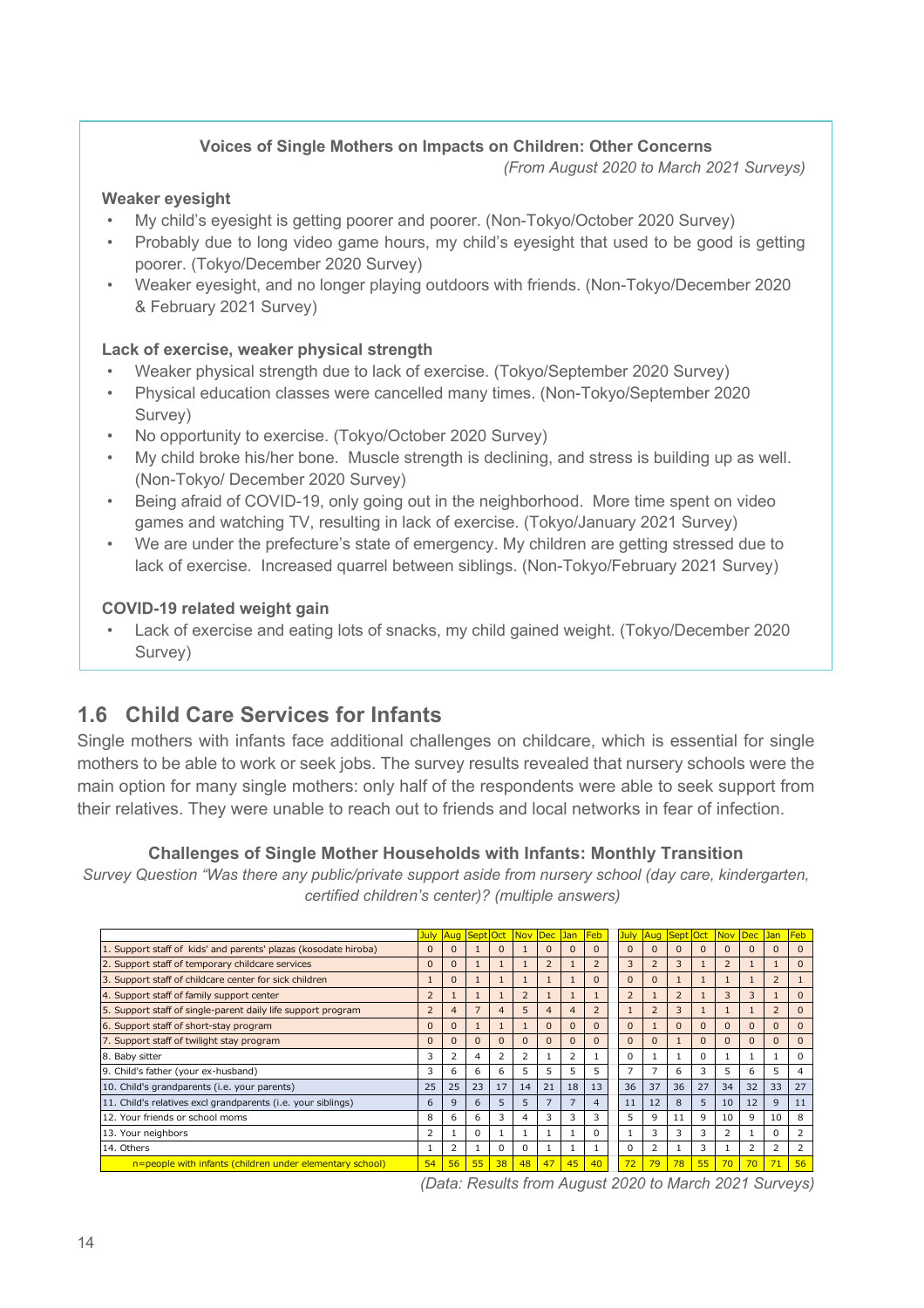### Voices of Single Mothers on Impacts on Children: Other Concerns

*(From August 2020 to March 2021 Surveys)*

**Weaker eyesight**

- My child's eyesight is getting poorer and poorer. (Non-Tokyo/October 2020 Survey)
- Probably due to long video game hours, my child's eyesight that used to be good is getting poorer. (Tokyo/December 2020 Survey)
- Weaker eyesight, and no longer playing outdoors with friends. (Non-Tokyo/December 2020 & February 2021 Survey)

**Lack of exercise, weaker physical strength**

- Weaker physical strength due to lack of exercise. (Tokyo/September 2020 Survey)
- Physical education classes were cancelled many times. (Non-Tokyo/September 2020 Survey)
- No opportunity to exercise. (Tokyo/October 2020 Survey)
- My child broke his/her bone. Muscle strength is declining, and stress is building up as well. (Non-Tokyo/ December 2020 Survey)
- Being afraid of COVID-19, only going out in the neighborhood. More time spent on video games and watching TV, resulting in lack of exercise. (Tokyo/January 2021 Survey)
- We are under the prefecture's state of emergency. My children are getting stressed due to lack of exercise. Increased quarrel between siblings. (Non-Tokyo/February 2021 Survey)

**COVID-19 related weight gain**

- Lack of exercise and eating lots of snacks, my child gained weight. (Tokyo/December 2020 Survey)

## 1.6 Child Care Services for Infants

Single mothers with infants face additional challenges on childcare, which is essential for single mothers to be able to work or seek jobs. The survey results revealed that nursery schools were the main option for many single mothers: only half of the respondents were able to seek support from their relatives. They were unable to reach out to friends and local networks in fear of infection.

### Challenges of Single Mother Households with Infants: Monthly Transition

*Survey Question "Was there any public/private support aside from nursery school (day care, kindergarten, certified children's center)? (multiple answers)*

| | July | Aug | Sept | Oct | Nov | Dec | Jan | Feb | July | Aug | Sept | Oct | Nov | Dec | Jan | Feb |
|---|---|---|---|---|---|---|---|---|---|---|---|---|---|---|---|---|
| 1. Support staff of kids' and parents' plazas (kosodate hiroba) | 0 | 0 | 1 | 0 | 1 | 0 | 0 | 0 | 0 | 0 | 0 | 0 | 0 | 0 | 0 | 0 |
| 2. Support staff of temporary childcare services | 0 | 0 | 1 | 1 | 1 | 2 | 1 | 2 | 3 | 2 | 3 | 1 | 2 | 1 | 1 | 0 |
| 3. Support staff of childcare center for sick children | 1 | 0 | 1 | 1 | 1 | 1 | 1 | 0 | 0 | 0 | 1 | 1 | 1 | 1 | 2 | 1 |
| 4. Support staff of family support center | 2 | 1 | 1 | 1 | 2 | 1 | 1 | 1 | 2 | 1 | 2 | 1 | 3 | 3 | 1 | 0 |
| 5. Support staff of single-parent daily life support program | 2 | 4 | 7 | 4 | 5 | 4 | 4 | 2 | 1 | 2 | 3 | 1 | 1 | 1 | 2 | 0 |
| 6. Support staff of short-stay program | 0 | 0 | 1 | 1 | 1 | 0 | 0 | 0 | 0 | 1 | 0 | 0 | 0 | 0 | 0 | 0 |
| 7. Support staff of twilight stay program | 0 | 0 | 0 | 0 | 0 | 0 | 0 | 0 | 0 | 0 | 1 | 0 | 0 | 0 | 0 | 0 |
| 8. Baby sitter | 3 | 2 | 4 | 2 | 2 | 1 | 2 | 1 | 0 | 1 | 1 | 0 | 1 | 1 | 1 | 0 |
| 9. Child's father (your ex-husband) | 3 | 6 | 6 | 6 | 5 | 5 | 5 | 5 | 7 | 7 | 6 | 3 | 5 | 6 | 5 | 4 |
| 10. Child's grandparents (i.e. your parents) | 25 | 25 | 23 | 17 | 14 | 21 | 18 | 13 | 36 | 37 | 36 | 27 | 34 | 32 | 33 | 27 |
| 11. Child's relatives excl grandparents (i.e. your siblings) | 6 | 9 | 6 | 5 | 5 | 7 | 7 | 4 | 11 | 12 | 8 | 5 | 10 | 12 | 9 | 11 |
| 12. Your friends or school moms | 8 | 6 | 6 | 3 | 4 | 3 | 3 | 3 | 5 | 9 | 11 | 9 | 10 | 9 | 10 | 8 |
| 13. Your neighbors | 2 | 1 | 0 | 1 | 1 | 1 | 1 | 0 | 1 | 3 | 3 | 3 | 2 | 1 | 0 | 2 |
| 14. Others | 1 | 2 | 1 | 0 | 0 | 1 | 1 | 1 | 0 | 2 | 1 | 3 | 1 | 2 | 2 | 2 |
| n=people with infants (children under elementary school) | 54 | 56 | 55 | 38 | 48 | 47 | 45 | 40 | 72 | 79 | 78 | 55 | 70 | 70 | 71 | 56 |

*(Data: Results from August 2020 to March 2021 Surveys)*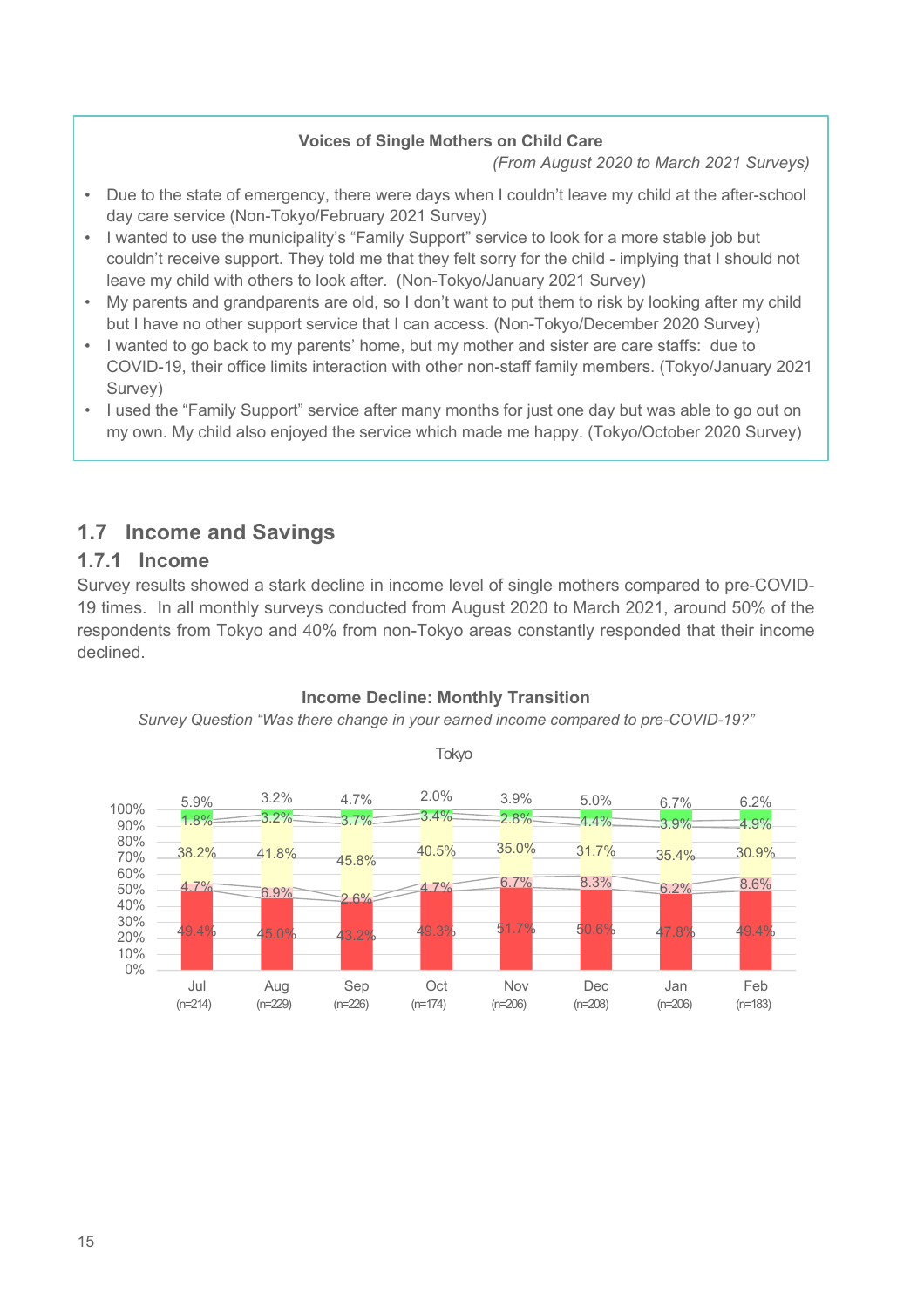**Voices of Single Mothers on Child Care**

*(From August 2020 to March 2021 Surveys)*

- Due to the state of emergency, there were days when I couldn't leave my child at the after-school day care service (Non-Tokyo/February 2021 Survey)
- I wanted to use the municipality's "Family Support" service to look for a more stable job but couldn't receive support. They told me that they felt sorry for the child - implying that I should not leave my child with others to look after. (Non-Tokyo/January 2021 Survey)
- My parents and grandparents are old, so I don't want to put them to risk by looking after my child but I have no other support service that I can access. (Non-Tokyo/December 2020 Survey)
- I wanted to go back to my parents' home, but my mother and sister are care staffs: due to COVID-19, their office limits interaction with other non-staff family members. (Tokyo/January 2021 Survey)
- I used the "Family Support" service after many months for just one day but was able to go out on my own. My child also enjoyed the service which made me happy. (Tokyo/October 2020 Survey)

## 1.7 Income and Savings

### 1.7.1 Income

Survey results showed a stark decline in income level of single mothers compared to pre-COVID-19 times. In all monthly surveys conducted from August 2020 to March 2021, around 50% of the respondents from Tokyo and 40% from non-Tokyo areas constantly responded that their income declined.

**Income Decline: Monthly Transition**

*Survey Question "Was there change in your earned income compared to pre-COVID-19?"*

Tokyo

| | Jul (n=214) | Aug (n=229) | Sep (n=226) | Oct (n=174) | Nov (n=206) | Dec (n=208) | Jan (n=206) | Feb (n=183) |
|---|---|---|---|---|---|---|---|---|
| | 5.9% | 3.2% | 4.7% | 2.0% | 3.9% | 5.0% | 6.7% | 6.2% |
| | 1.8% | 3.2% | 3.7% | 3.4% | 2.8% | 4.4% | 3.9% | 4.9% |
| | 38.2% | 41.8% | 45.8% | 40.5% | 35.0% | 31.7% | 35.4% | 30.9% |
| | 4.7% | 6.9% | 2.6% | 4.7% | 6.7% | 8.3% | 6.2% | 8.6% |
| | 49.4% | 45.0% | 43.2% | 49.3% | 51.7% | 50.6% | 47.8% | 49.4% |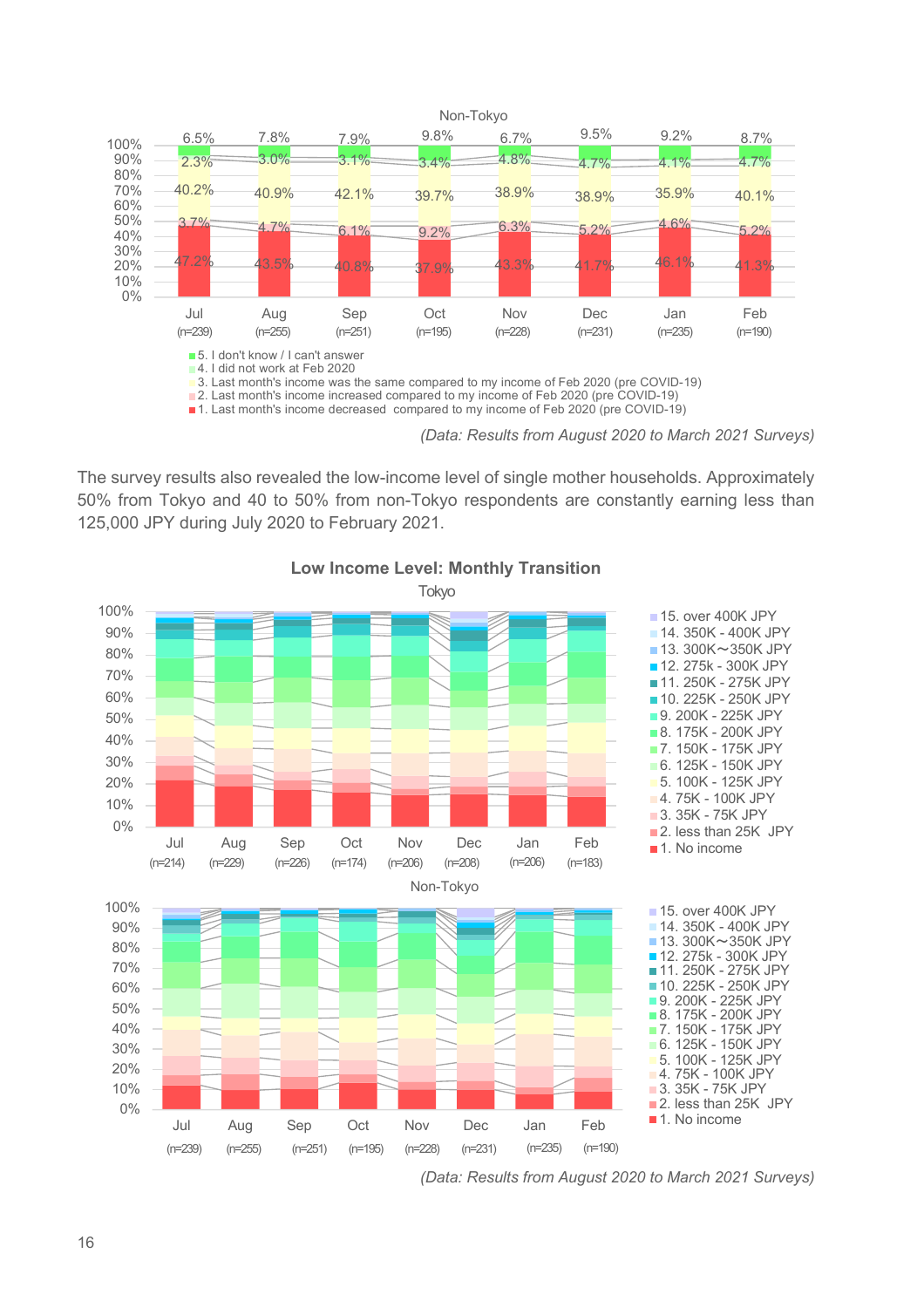Non-Tokyo

| | Jul (n=239) | Aug (n=255) | Sep (n=251) | Oct (n=195) | Nov (n=228) | Dec (n=231) | Jan (n=235) | Feb (n=190) |
|---|---|---|---|---|---|---|---|---|
| 5. I don't know / I can't answer | 6.5% | 7.8% | 7.9% | 9.8% | 6.7% | 9.5% | 9.2% | 8.7% |
| 4. I did not work at Feb 2020 | 2.3% | 3.0% | 3.1% | 3.4% | 4.8% | 4.7% | 4.1% | 4.7% |
| 3. Last month's income was the same compared to my income of Feb 2020 (pre COVID-19) | 40.2% | 40.9% | 42.1% | 39.7% | 38.9% | 38.9% | 35.9% | 40.1% |
| 2. Last month's income increased compared to my income of Feb 2020 (pre COVID-19) | 3.7% | 4.7% | 6.1% | 9.2% | 6.3% | 5.2% | 4.6% | 5.2% |
| 1. Last month's income decreased compared to my income of Feb 2020 (pre COVID-19) | 47.2% | 43.5% | 40.8% | 37.9% | 43.3% | 41.7% | 46.1% | 41.3% |

*(Data: Results from August 2020 to March 2021 Surveys)*

The survey results also revealed the low-income level of single mother households. Approximately 50% from Tokyo and 40 to 50% from non-Tokyo respondents are constantly earning less than 125,000 JPY during July 2020 to February 2021.

**Low Income Level: Monthly Transition**

Tokyo: Jul (n=214), Aug (n=229), Sep (n=226), Oct (n=174), Nov (n=206), Dec (n=208), Jan (n=206), Feb (n=183)

Non-Tokyo: Jul (n=239), Aug (n=255), Sep (n=251), Oct (n=195), Nov (n=228), Dec (n=231), Jan (n=235), Feb (n=190)

Legend:
- 15. over 400K JPY
- 14. 350K - 400K JPY
- 13. 300K～350K JPY
- 12. 275k - 300K JPY
- 11. 250K - 275K JPY
- 10. 225K - 250K JPY
- 9. 200K - 225K JPY
- 8. 175K - 200K JPY
- 7. 150K - 175K JPY
- 6. 125K - 150K JPY
- 5. 100K - 125K JPY
- 4. 75K - 100K JPY
- 3. 35K - 75K JPY
- 2. less than 25K JPY
- 1. No income

*(Data: Results from August 2020 to March 2021 Surveys)*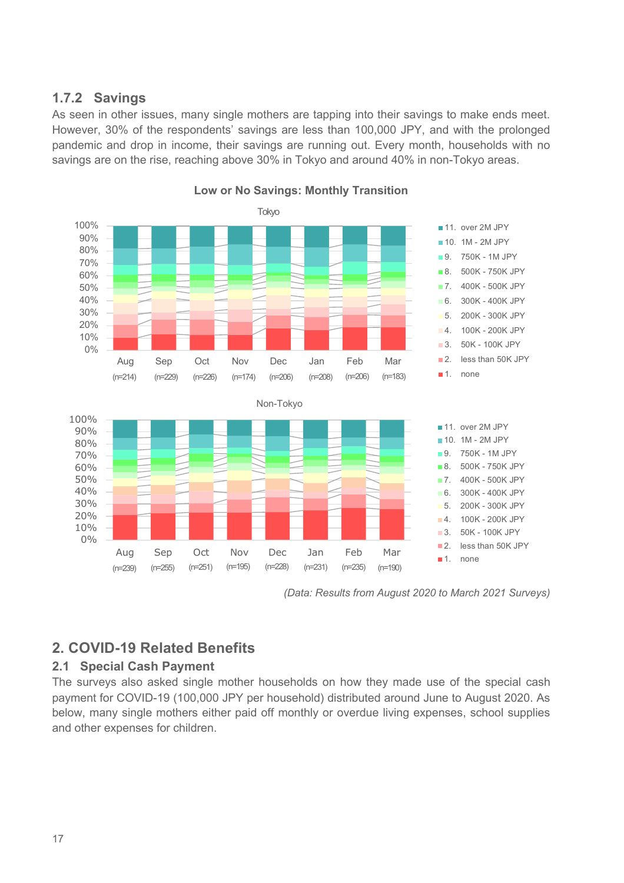### 1.7.2 Savings

As seen in other issues, many single mothers are tapping into their savings to make ends meet. However, 30% of the respondents' savings are less than 100,000 JPY, and with the prolonged pandemic and drop in income, their savings are running out. Every month, households with no savings are on the rise, reaching above 30% in Tokyo and around 40% in non-Tokyo areas.

**Low or No Savings: Monthly Transition**

Tokyo

Aug (n=214), Sep (n=229), Oct (n=226), Nov (n=174), Dec (n=206), Jan (n=208), Feb (n=206), Mar (n=183)

Legend: 11. over 2M JPY; 10. 1M - 2M JPY; 9. 750K - 1M JPY; 8. 500K - 750K JPY; 7. 400K - 500K JPY; 6. 300K - 400K JPY; 5. 200K - 300K JPY; 4. 100K - 200K JPY; 3. 50K - 100K JPY; 2. less than 50K JPY; 1. none

Non-Tokyo

Aug (n=239), Sep (n=255), Oct (n=251), Nov (n=195), Dec (n=228), Jan (n=231), Feb (n=235), Mar (n=190)

Legend: 11. over 2M JPY; 10. 1M - 2M JPY; 9. 750K - 1M JPY; 8. 500K - 750K JPY; 7. 400K - 500K JPY; 6. 300K - 400K JPY; 5. 200K - 300K JPY; 4. 100K - 200K JPY; 3. 50K - 100K JPY; 2. less than 50K JPY; 1. none

*(Data: Results from August 2020 to March 2021 Surveys)*

## 2. COVID-19 Related Benefits

### 2.1 Special Cash Payment

The surveys also asked single mother households on how they made use of the special cash payment for COVID-19 (100,000 JPY per household) distributed around June to August 2020. As below, many single mothers either paid off monthly or overdue living expenses, school supplies and other expenses for children.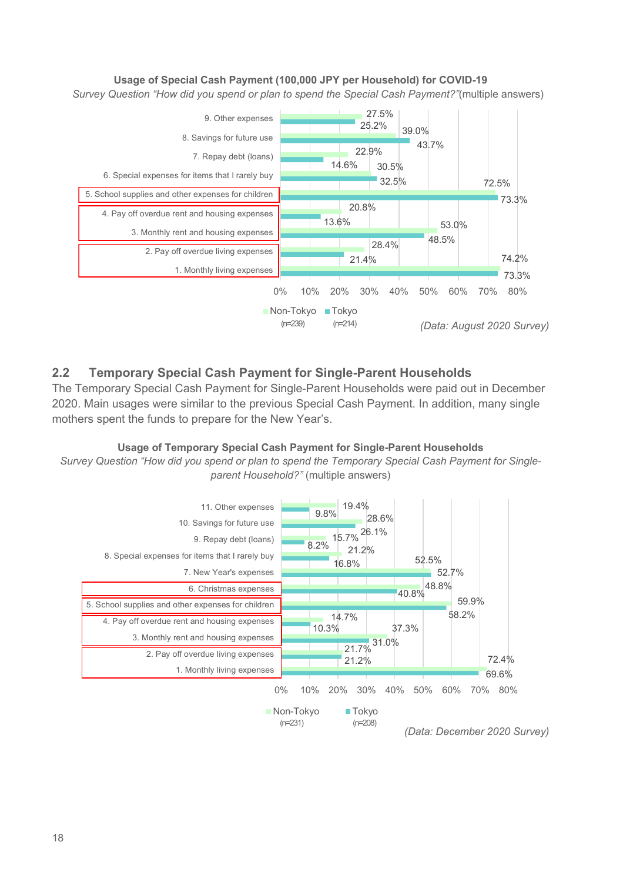**Usage of Special Cash Payment (100,000 JPY per Household) for COVID-19**

*Survey Question "How did you spend or plan to spend the Special Cash Payment?"*(multiple answers)

| | Non-Tokyo (n=239) | Tokyo (n=214) |
|---|---|---|
| 9. Other expenses | 27.5% | 25.2% |
| 8. Savings for future use | 39.0% | 43.7% |
| 7. Repay debt (loans) | 22.9% | 14.6% |
| 6. Special expenses for items that I rarely buy | 30.5% | 32.5% |
| 5. School supplies and other expenses for children | 72.5% | 73.3% |
| 4. Pay off overdue rent and housing expenses | 20.8% | 13.6% |
| 3. Monthly rent and housing expenses | 53.0% | 48.5% |
| 2. Pay off overdue living expenses | 28.4% | 21.4% |
| 1. Monthly living expenses | 74.2% | 73.3% |

*(Data: August 2020 Survey)*

## 2.2 Temporary Special Cash Payment for Single-Parent Households

The Temporary Special Cash Payment for Single-Parent Households were paid out in December 2020. Main usages were similar to the previous Special Cash Payment. In addition, many single mothers spent the funds to prepare for the New Year's.

**Usage of Temporary Special Cash Payment for Single-Parent Households**

*Survey Question "How did you spend or plan to spend the Temporary Special Cash Payment for Single-parent Household?"* (multiple answers)

| | Non-Tokyo (n=231) | Tokyo (n=208) |
|---|---|---|
| 11. Other expenses | 19.4% | 9.8% |
| 10. Savings for future use | 28.6% | 26.1% |
| 9. Repay debt (loans) | 15.7% | 8.2% |
| 8. Special expenses for items that I rarely buy | 21.2% | 16.8% |
| 7. New Year's expenses | 52.5% | 52.7% |
| 6. Christmas expenses | 48.8% | 40.8% |
| 5. School supplies and other expenses for children | 59.9% | 58.2% |
| 4. Pay off overdue rent and housing expenses | 14.7% | 10.3% |
| 3. Monthly rent and housing expenses | 37.3% | 31.0% |
| 2. Pay off overdue living expenses | 21.7% | 21.2% |
| 1. Monthly living expenses | 72.4% | 69.6% |

*(Data: December 2020 Survey)*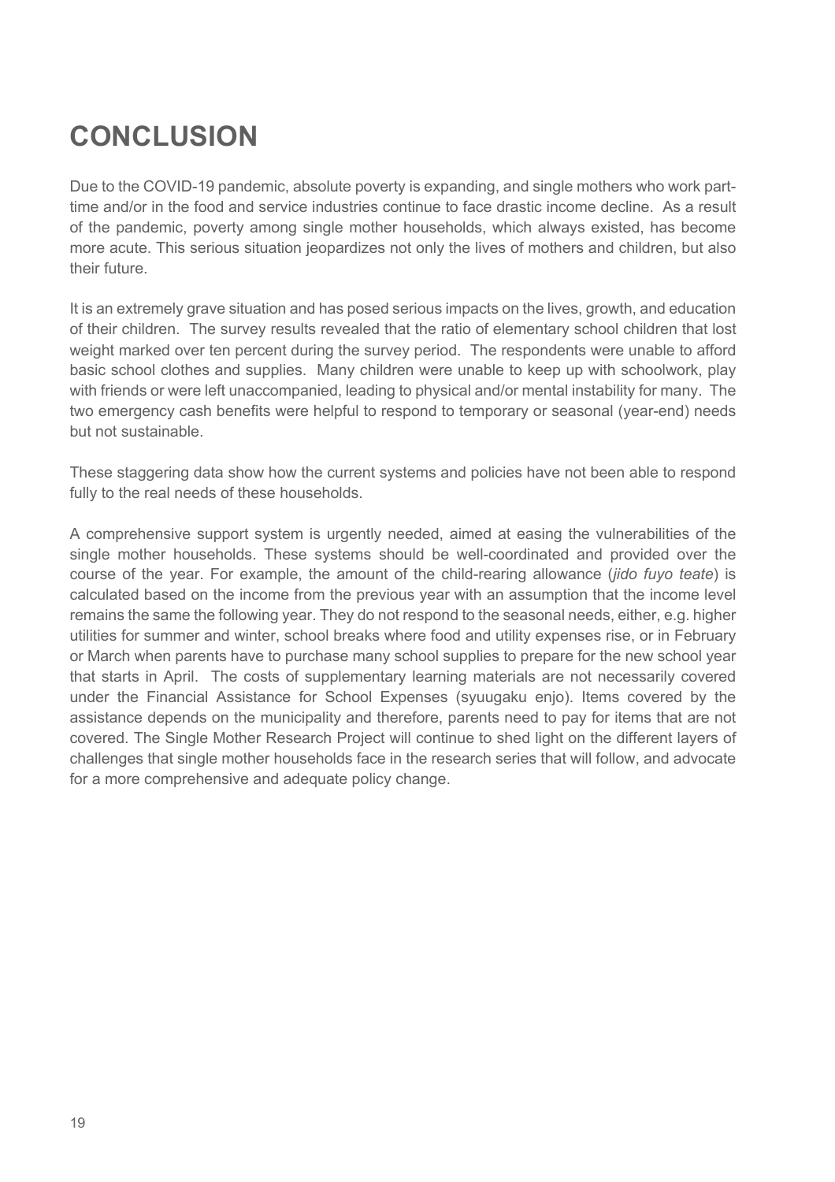# CONCLUSION

Due to the COVID-19 pandemic, absolute poverty is expanding, and single mothers who work part-time and/or in the food and service industries continue to face drastic income decline. As a result of the pandemic, poverty among single mother households, which always existed, has become more acute. This serious situation jeopardizes not only the lives of mothers and children, but also their future.

It is an extremely grave situation and has posed serious impacts on the lives, growth, and education of their children. The survey results revealed that the ratio of elementary school children that lost weight marked over ten percent during the survey period. The respondents were unable to afford basic school clothes and supplies. Many children were unable to keep up with schoolwork, play with friends or were left unaccompanied, leading to physical and/or mental instability for many. The two emergency cash benefits were helpful to respond to temporary or seasonal (year-end) needs but not sustainable.

These staggering data show how the current systems and policies have not been able to respond fully to the real needs of these households.

A comprehensive support system is urgently needed, aimed at easing the vulnerabilities of the single mother households. These systems should be well-coordinated and provided over the course of the year. For example, the amount of the child-rearing allowance (*jido fuyo teate*) is calculated based on the income from the previous year with an assumption that the income level remains the same the following year. They do not respond to the seasonal needs, either, e.g. higher utilities for summer and winter, school breaks where food and utility expenses rise, or in February or March when parents have to purchase many school supplies to prepare for the new school year that starts in April. The costs of supplementary learning materials are not necessarily covered under the Financial Assistance for School Expenses (syuugaku enjo). Items covered by the assistance depends on the municipality and therefore, parents need to pay for items that are not covered. The Single Mother Research Project will continue to shed light on the different layers of challenges that single mother households face in the research series that will follow, and advocate for a more comprehensive and adequate policy change.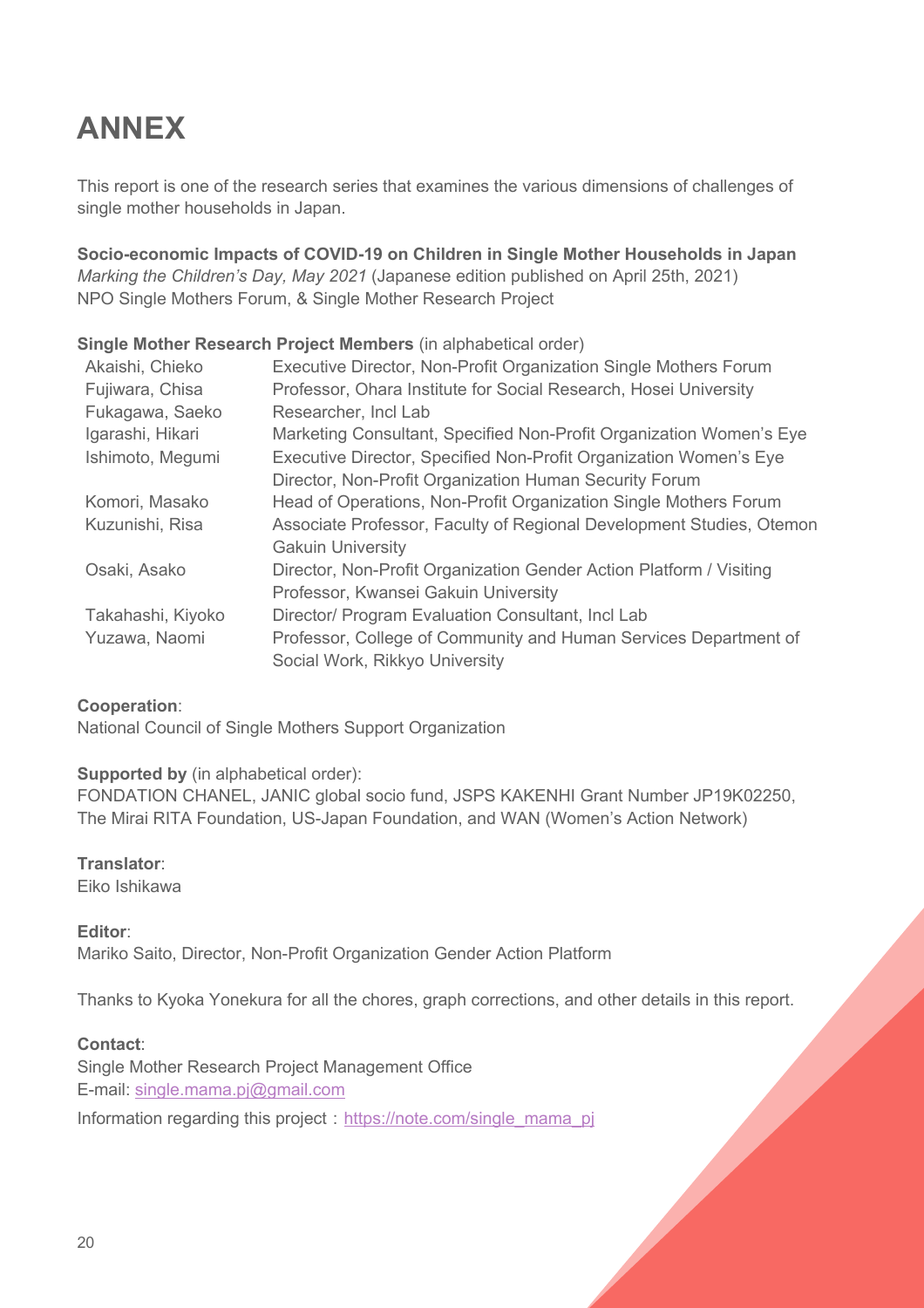# ANNEX

This report is one of the research series that examines the various dimensions of challenges of single mother households in Japan.

**Socio-economic Impacts of COVID-19 on Children in Single Mother Households in Japan**
*Marking the Children's Day, May 2021* (Japanese edition published on April 25th, 2021)
NPO Single Mothers Forum, & Single Mother Research Project

**Single Mother Research Project Members** (in alphabetical order)

| | |
|---|---|
| Akaishi, Chieko | Executive Director, Non-Profit Organization Single Mothers Forum |
| Fujiwara, Chisa | Professor, Ohara Institute for Social Research, Hosei University |
| Fukagawa, Saeko | Researcher, Incl Lab |
| Igarashi, Hikari | Marketing Consultant, Specified Non-Profit Organization Women's Eye |
| Ishimoto, Megumi | Executive Director, Specified Non-Profit Organization Women's Eye Director, Non-Profit Organization Human Security Forum |
| Komori, Masako | Head of Operations, Non-Profit Organization Single Mothers Forum |
| Kuzunishi, Risa | Associate Professor, Faculty of Regional Development Studies, Otemon Gakuin University |
| Osaki, Asako | Director, Non-Profit Organization Gender Action Platform / Visiting Professor, Kwansei Gakuin University |
| Takahashi, Kiyoko | Director/ Program Evaluation Consultant, Incl Lab |
| Yuzawa, Naomi | Professor, College of Community and Human Services Department of Social Work, Rikkyo University |

**Cooperation**:
National Council of Single Mothers Support Organization

**Supported by** (in alphabetical order):
FONDATION CHANEL, JANIC global socio fund, JSPS KAKENHI Grant Number JP19K02250, The Mirai RITA Foundation, US-Japan Foundation, and WAN (Women's Action Network)

**Translator**:
Eiko Ishikawa

**Editor**:
Mariko Saito, Director, Non-Profit Organization Gender Action Platform

Thanks to Kyoka Yonekura for all the chores, graph corrections, and other details in this report.

**Contact**:
Single Mother Research Project Management Office
E-mail: single.mama.pj@gmail.com

Information regarding this project：https://note.com/single_mama_pj